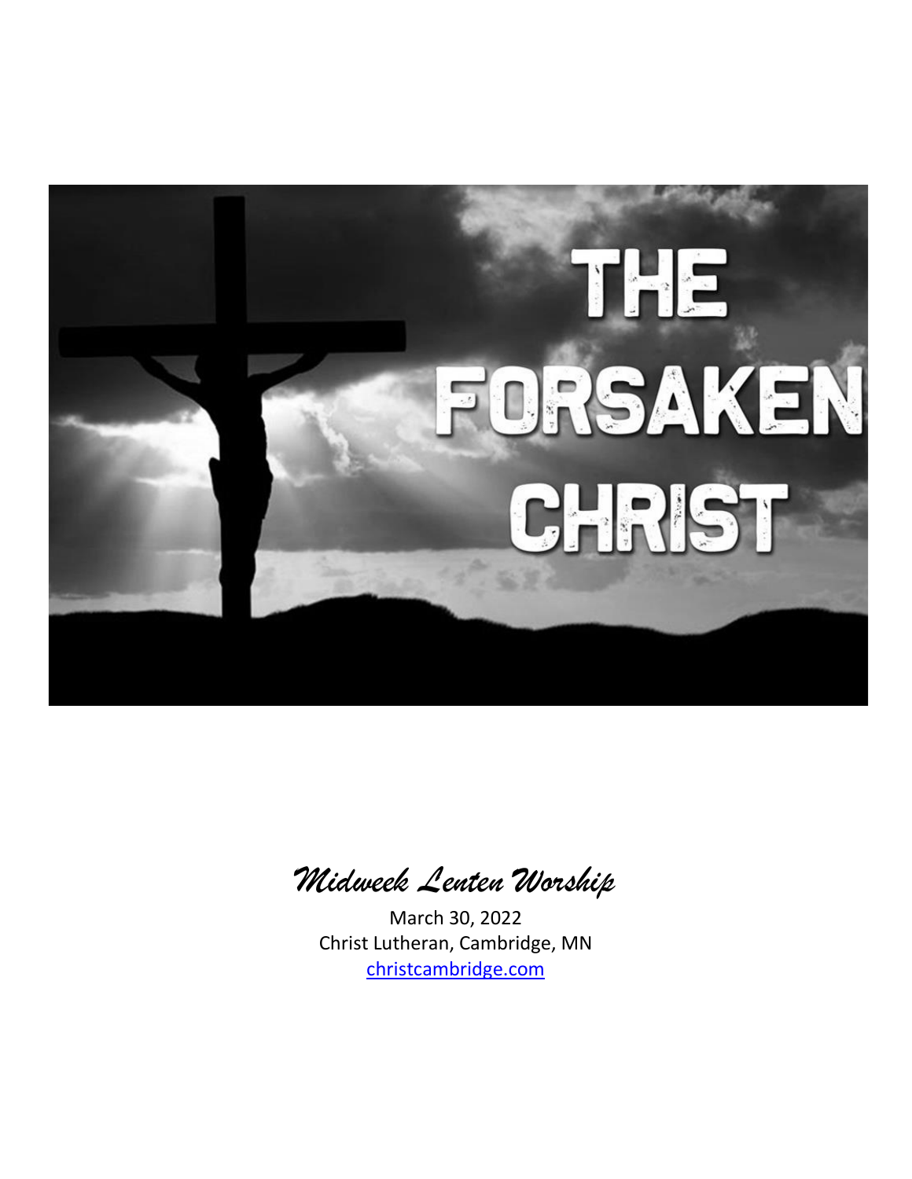# THE FORSAKEN CHRIST

*Midweek Lenten Worship*

March 30, 2022
Christ Lutheran, Cambridge, MN
[christcambridge.com](christcambridge.com)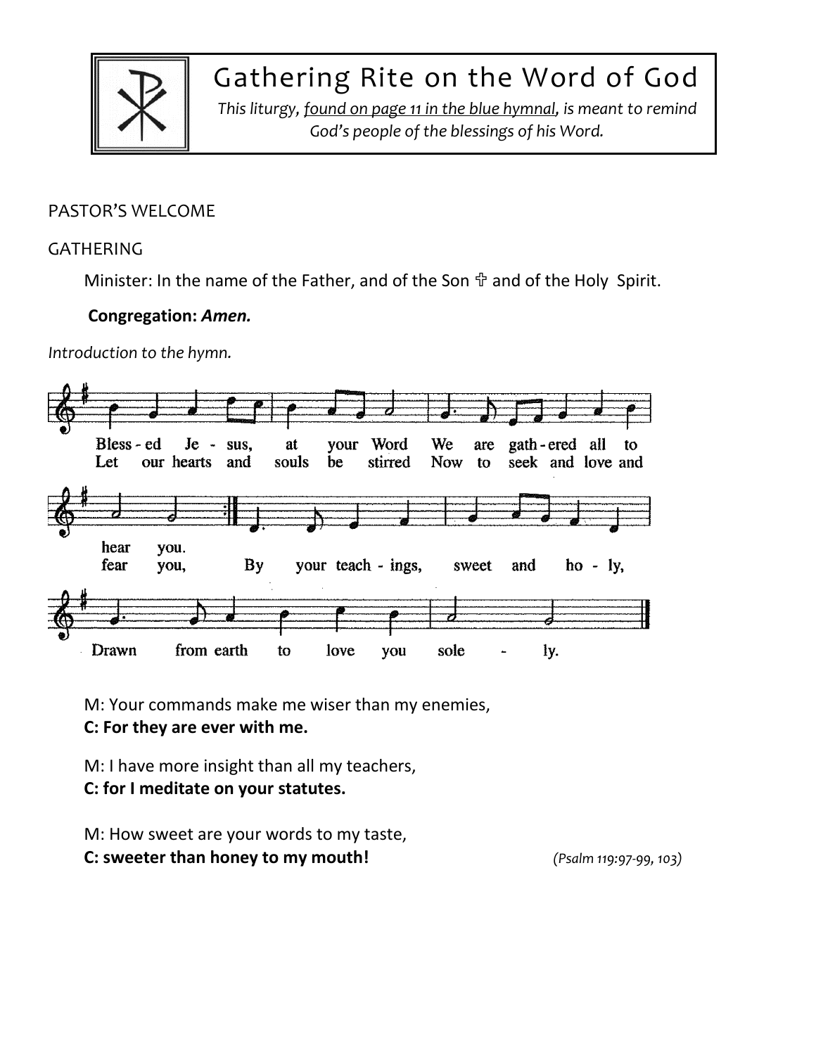# Gathering Rite on the Word of God

*This liturgy, found on page 11 in the blue hymnal, is meant to remind God's people of the blessings of his Word.*

PASTOR'S WELCOME

GATHERING

Minister: In the name of the Father, and of the Son ✠ and of the Holy Spirit.

**Congregation: *Amen.***

*Introduction to the hymn.*

Bless - ed Je - sus, at your Word We are gath - ered all to hear you.
Let our hearts and souls be stirred Now to seek and love and fear you,
By your teach - ings, sweet and ho - ly,
Drawn from earth to love you sole - ly.

M: Your commands make me wiser than my enemies,
**C: For they are ever with me.**

M: I have more insight than all my teachers,
**C: for I meditate on your statutes.**

M: How sweet are your words to my taste,
**C: sweeter than honey to my mouth!**

*(Psalm 119:97-99, 103)*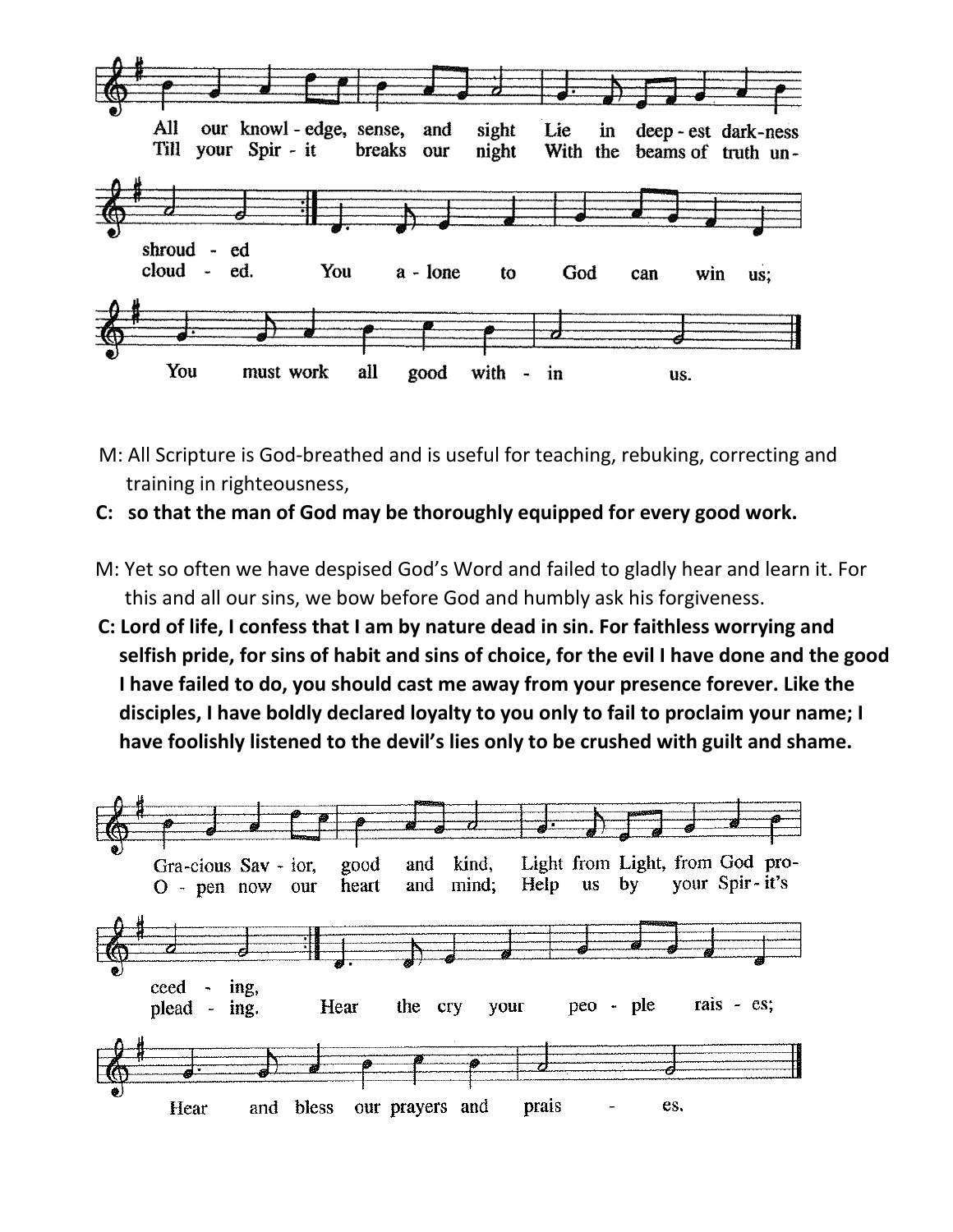All our knowl - edge, sense, and sight Lie in deep - est dark-ness
Till your Spir - it breaks our night With the beams of truth un-

shroud - ed
cloud - ed. You a - lone to God can win us;

You must work all good with - in us.

M: All Scripture is God-breathed and is useful for teaching, rebuking, correcting and training in righteousness,

**C: so that the man of God may be thoroughly equipped for every good work.**

M: Yet so often we have despised God's Word and failed to gladly hear and learn it. For this and all our sins, we bow before God and humbly ask his forgiveness.

**C: Lord of life, I confess that I am by nature dead in sin. For faithless worrying and selfish pride, for sins of habit and sins of choice, for the evil I have done and the good I have failed to do, you should cast me away from your presence forever. Like the disciples, I have boldly declared loyalty to you only to fail to proclaim your name; I have foolishly listened to the devil's lies only to be crushed with guilt and shame.**

Gra-cious Sav - ior, good and kind, Light from Light, from God pro-
O - pen now our heart and mind; Help us by your Spir - it's

ceed - ing,
plead - ing. Hear the cry your peo - ple rais - es;

Hear and bless our prayers and prais - es.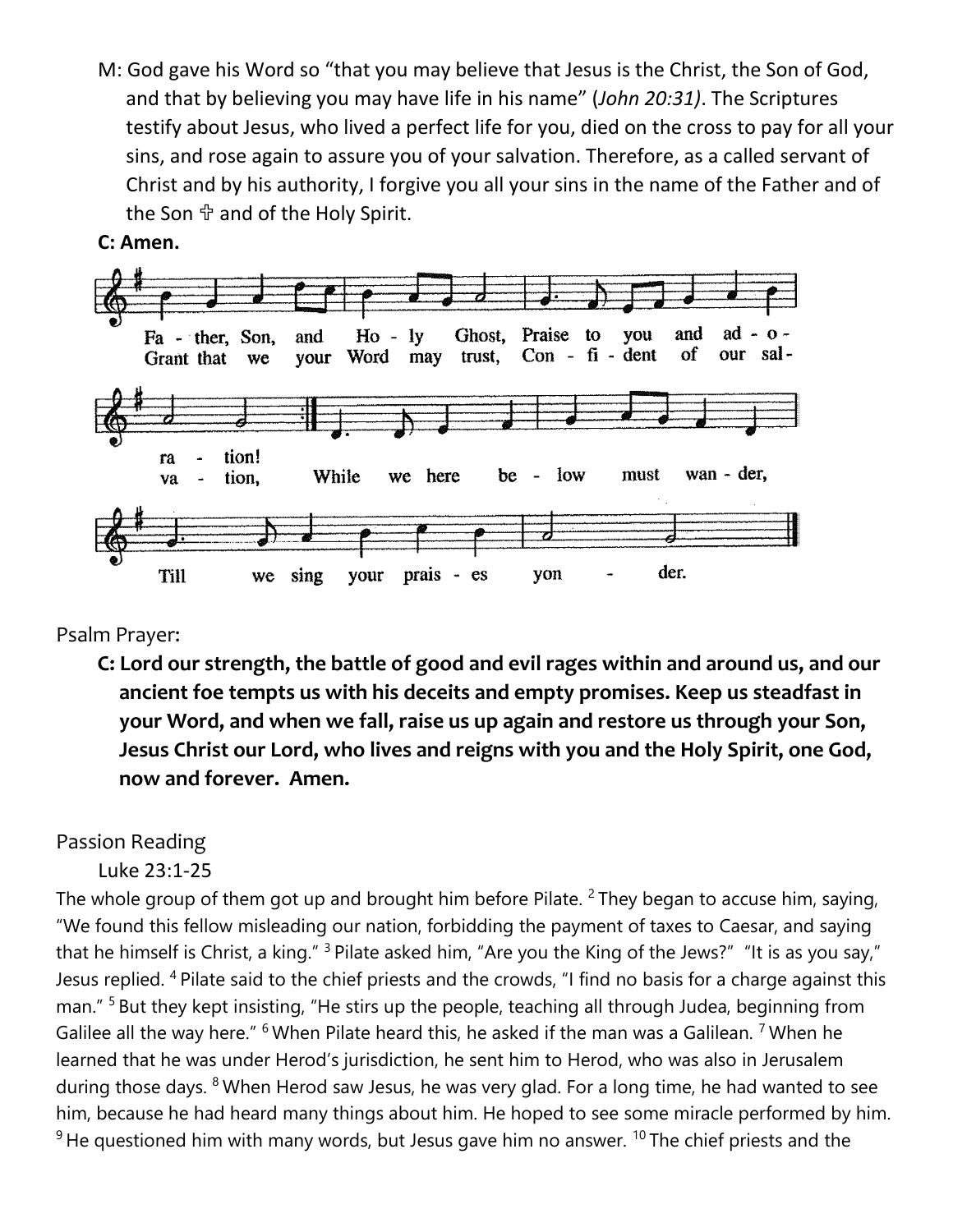M: God gave his Word so "that you may believe that Jesus is the Christ, the Son of God, and that by believing you may have life in his name" (*John 20:31)*. The Scriptures testify about Jesus, who lived a perfect life for you, died on the cross to pay for all your sins, and rose again to assure you of your salvation. Therefore, as a called servant of Christ and by his authority, I forgive you all your sins in the name of the Father and of the Son ✞ and of the Holy Spirit.

**C: Amen.**

Father, Son, and Holy Ghost, Praise to you and adoration!

Grant that we your Word may trust, Confident of our salvation, While we here below must wander, Till we sing your praises yonder.

Psalm Prayer:

**C: Lord our strength, the battle of good and evil rages within and around us, and our ancient foe tempts us with his deceits and empty promises. Keep us steadfast in your Word, and when we fall, raise us up again and restore us through your Son, Jesus Christ our Lord, who lives and reigns with you and the Holy Spirit, one God, now and forever. Amen.**

Passion Reading

Luke 23:1-25

The whole group of them got up and brought him before Pilate. [2] They began to accuse him, saying, "We found this fellow misleading our nation, forbidding the payment of taxes to Caesar, and saying that he himself is Christ, a king." [3] Pilate asked him, "Are you the King of the Jews?" "It is as you say," Jesus replied. [4] Pilate said to the chief priests and the crowds, "I find no basis for a charge against this man." [5] But they kept insisting, "He stirs up the people, teaching all through Judea, beginning from Galilee all the way here." [6] When Pilate heard this, he asked if the man was a Galilean. [7] When he learned that he was under Herod's jurisdiction, he sent him to Herod, who was also in Jerusalem during those days. [8] When Herod saw Jesus, he was very glad. For a long time, he had wanted to see him, because he had heard many things about him. He hoped to see some miracle performed by him. [9] He questioned him with many words, but Jesus gave him no answer. [10] The chief priests and the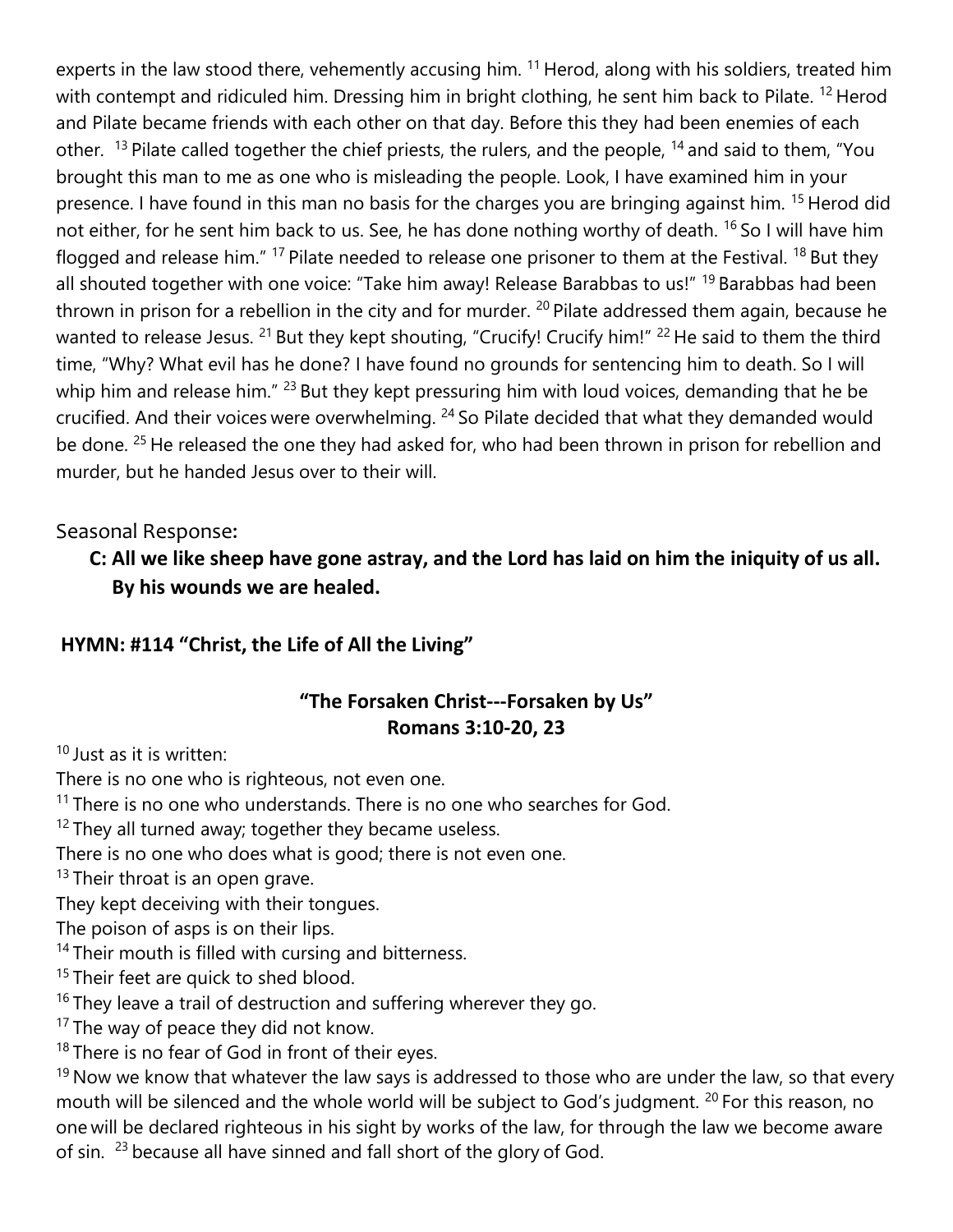experts in the law stood there, vehemently accusing him. [11] Herod, along with his soldiers, treated him with contempt and ridiculed him. Dressing him in bright clothing, he sent him back to Pilate. [12] Herod and Pilate became friends with each other on that day. Before this they had been enemies of each other. [13] Pilate called together the chief priests, the rulers, and the people, [14] and said to them, "You brought this man to me as one who is misleading the people. Look, I have examined him in your presence. I have found in this man no basis for the charges you are bringing against him. [15] Herod did not either, for he sent him back to us. See, he has done nothing worthy of death. [16] So I will have him flogged and release him." [17] Pilate needed to release one prisoner to them at the Festival. [18] But they all shouted together with one voice: "Take him away! Release Barabbas to us!" [19] Barabbas had been thrown in prison for a rebellion in the city and for murder. [20] Pilate addressed them again, because he wanted to release Jesus. [21] But they kept shouting, "Crucify! Crucify him!" [22] He said to them the third time, "Why? What evil has he done? I have found no grounds for sentencing him to death. So I will whip him and release him." [23] But they kept pressuring him with loud voices, demanding that he be crucified. And their voices were overwhelming. [24] So Pilate decided that what they demanded would be done. [25] He released the one they had asked for, who had been thrown in prison for rebellion and murder, but he handed Jesus over to their will.

Seasonal Response**:**

**C: All we like sheep have gone astray, and the Lord has laid on him the iniquity of us all. By his wounds we are healed.**

**HYMN: #114 "Christ, the Life of All the Living"**

**"The Forsaken Christ---Forsaken by Us"**
**Romans 3:10-20, 23**

[10] Just as it is written:
There is no one who is righteous, not even one.
[11] There is no one who understands. There is no one who searches for God.
[12] They all turned away; together they became useless.
There is no one who does what is good; there is not even one.
[13] Their throat is an open grave.
They kept deceiving with their tongues.
The poison of asps is on their lips.
[14] Their mouth is filled with cursing and bitterness.
[15] Their feet are quick to shed blood.
[16] They leave a trail of destruction and suffering wherever they go.
[17] The way of peace they did not know.
[18] There is no fear of God in front of their eyes.
[19] Now we know that whatever the law says is addressed to those who are under the law, so that every mouth will be silenced and the whole world will be subject to God's judgment. [20] For this reason, no one will be declared righteous in his sight by works of the law, for through the law we become aware of sin. [23] because all have sinned and fall short of the glory of God.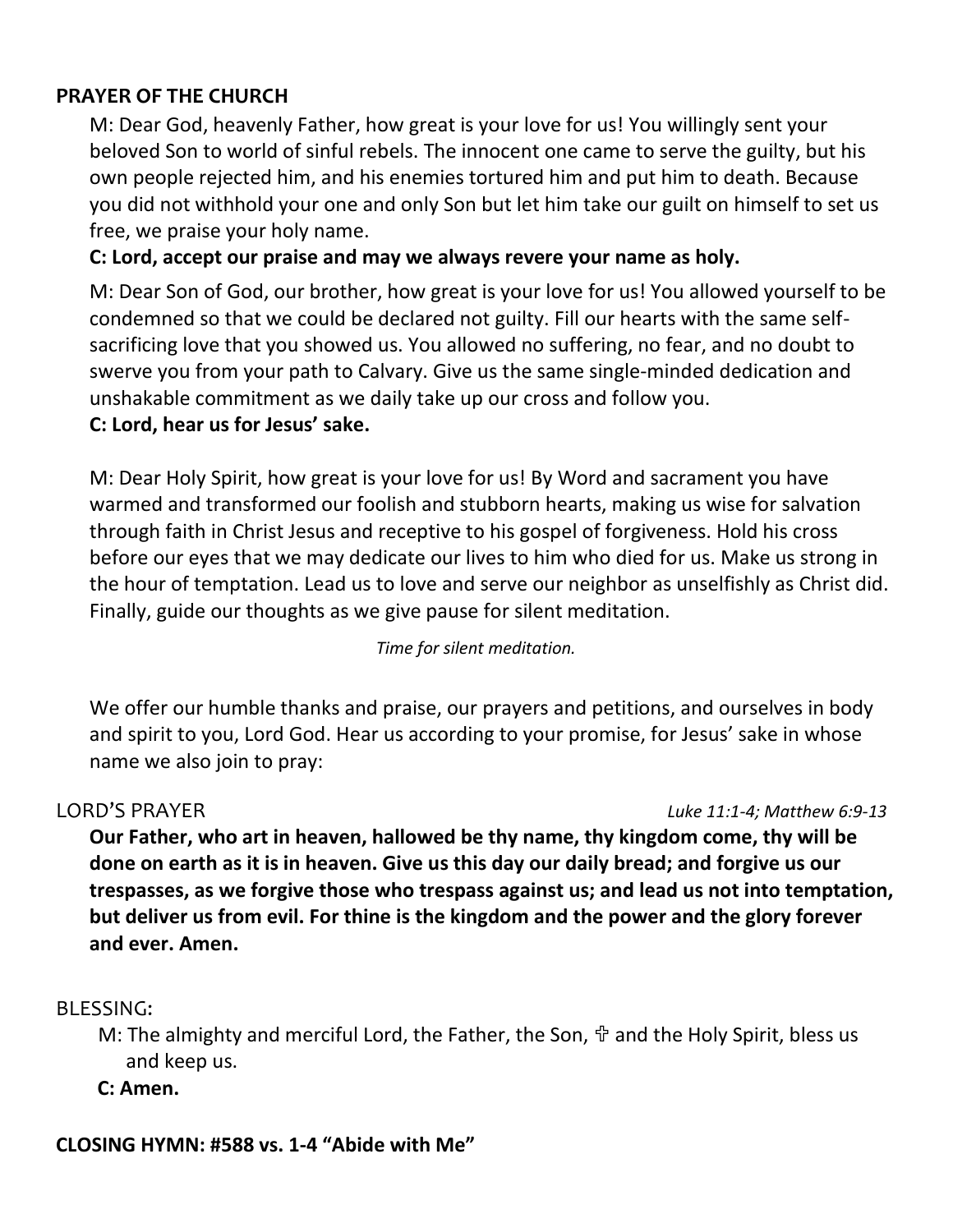**PRAYER OF THE CHURCH**

M: Dear God, heavenly Father, how great is your love for us! You willingly sent your beloved Son to world of sinful rebels. The innocent one came to serve the guilty, but his own people rejected him, and his enemies tortured him and put him to death. Because you did not withhold your one and only Son but let him take our guilt on himself to set us free, we praise your holy name.

**C: Lord, accept our praise and may we always revere your name as holy.**

M: Dear Son of God, our brother, how great is your love for us! You allowed yourself to be condemned so that we could be declared not guilty. Fill our hearts with the same self-sacrificing love that you showed us. You allowed no suffering, no fear, and no doubt to swerve you from your path to Calvary. Give us the same single-minded dedication and unshakable commitment as we daily take up our cross and follow you.

**C: Lord, hear us for Jesus' sake.**

M: Dear Holy Spirit, how great is your love for us! By Word and sacrament you have warmed and transformed our foolish and stubborn hearts, making us wise for salvation through faith in Christ Jesus and receptive to his gospel of forgiveness. Hold his cross before our eyes that we may dedicate our lives to him who died for us. Make us strong in the hour of temptation. Lead us to love and serve our neighbor as unselfishly as Christ did. Finally, guide our thoughts as we give pause for silent meditation.

*Time for silent meditation.*

We offer our humble thanks and praise, our prayers and petitions, and ourselves in body and spirit to you, Lord God. Hear us according to your promise, for Jesus' sake in whose name we also join to pray:

LORD'S PRAYER *Luke 11:1-4; Matthew 6:9-13*

**Our Father, who art in heaven, hallowed be thy name, thy kingdom come, thy will be done on earth as it is in heaven. Give us this day our daily bread; and forgive us our trespasses, as we forgive those who trespass against us; and lead us not into temptation, but deliver us from evil. For thine is the kingdom and the power and the glory forever and ever. Amen.**

BLESSING:

M: The almighty and merciful Lord, the Father, the Son, ✞ and the Holy Spirit, bless us and keep us.

**C: Amen.**

**CLOSING HYMN: #588 vs. 1-4 "Abide with Me"**